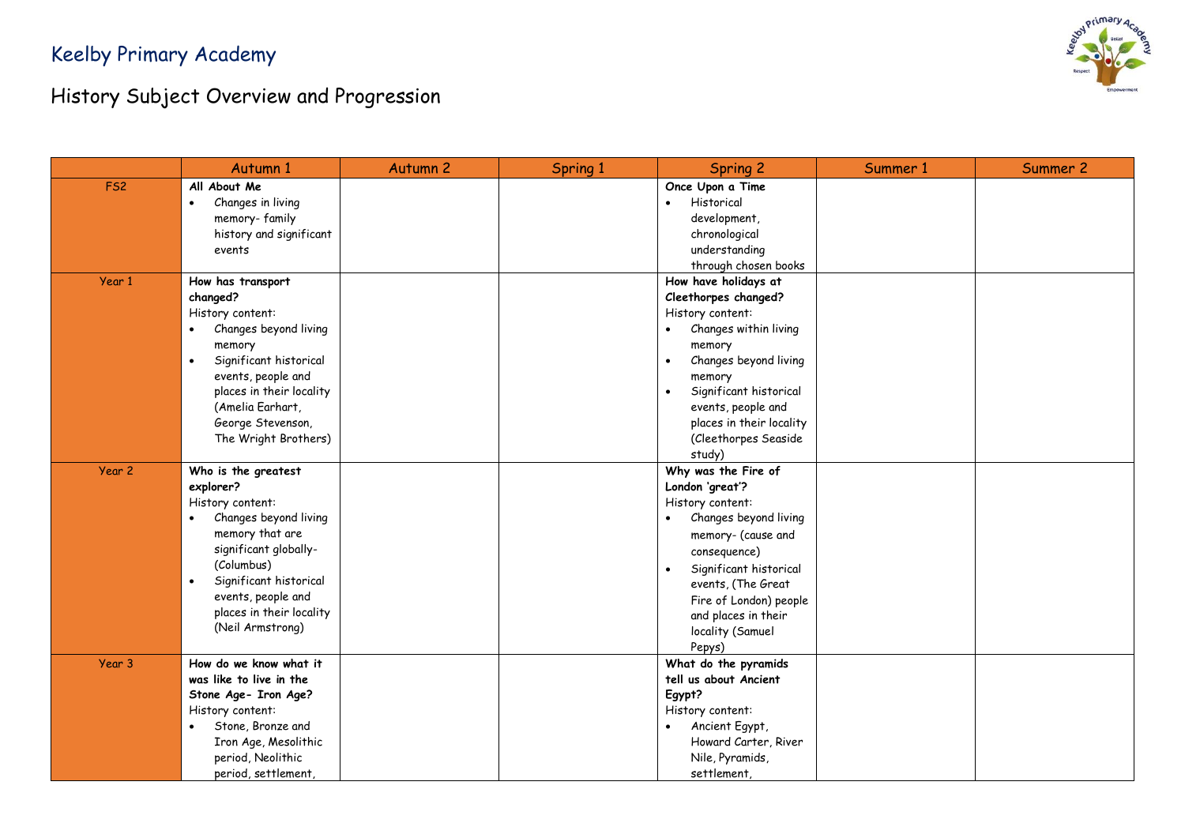# Keelby Primary Academy

## History Subject Overview and Progression

| | Autumn 1 | Autumn 2 | Spring 1 | Spring 2 | Summer 1 | Summer 2 |
|---|---|---|---|---|---|---|
| FS2 | **All About Me**<br>• Changes in living memory- family history and significant events | | | **Once Upon a Time**<br>• Historical development, chronological understanding through chosen books | | |
| Year 1 | **How has transport changed?**<br>History content:<br>• Changes beyond living memory<br>• Significant historical events, people and places in their locality (Amelia Earhart, George Stevenson, The Wright Brothers) | | | **How have holidays at Cleethorpes changed?**<br>History content:<br>• Changes within living memory<br>• Changes beyond living memory<br>• Significant historical events, people and places in their locality (Cleethorpes Seaside study) | | |
| Year 2 | **Who is the greatest explorer?**<br>History content:<br>• Changes beyond living memory that are significant globally- (Columbus)<br>• Significant historical events, people and places in their locality (Neil Armstrong) | | | **Why was the Fire of London 'great'?**<br>History content:<br>• Changes beyond living memory- (cause and consequence)<br>• Significant historical events, (The Great Fire of London) people and places in their locality (Samuel Pepys) | | |
| Year 3 | **How do we know what it was like to live in the Stone Age- Iron Age?**<br>History content:<br>• Stone, Bronze and Iron Age, Mesolithic period, Neolithic period, settlement, | | | **What do the pyramids tell us about Ancient Egypt?**<br>History content:<br>• Ancient Egypt, Howard Carter, River Nile, Pyramids, settlement, | | |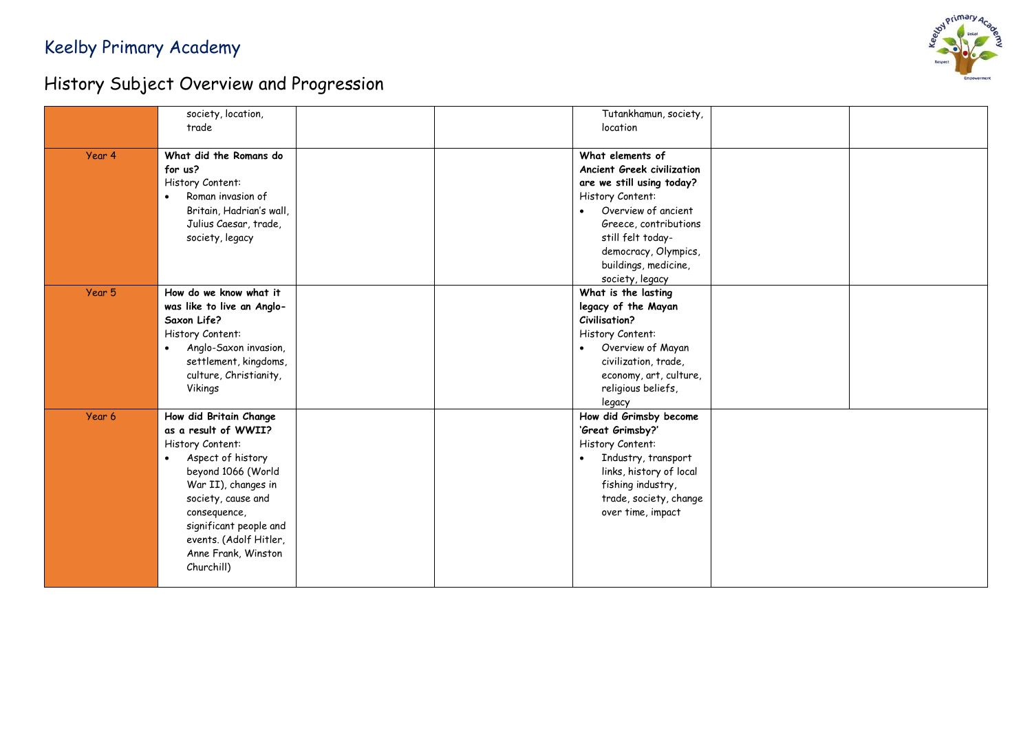# Keelby Primary Academy

## History Subject Overview and Progression

| | | | | | | |
|---|---|---|---|---|---|---|
| | society, location, trade | | | Tutankhamun, society, location | | |
| Year 4 | **What did the Romans do for us?**<br>History Content:<br>• Roman invasion of Britain, Hadrian's wall, Julius Caesar, trade, society, legacy | | | **What elements of Ancient Greek civilization are we still using today?**<br>History Content:<br>• Overview of ancient Greece, contributions still felt today- democracy, Olympics, buildings, medicine, society, legacy | | |
| Year 5 | **How do we know what it was like to live an Anglo-Saxon Life?**<br>History Content:<br>• Anglo-Saxon invasion, settlement, kingdoms, culture, Christianity, Vikings | | | **What is the lasting legacy of the Mayan Civilisation?**<br>History Content:<br>• Overview of Mayan civilization, trade, economy, art, culture, religious beliefs, legacy | | |
| Year 6 | **How did Britain Change as a result of WWII?**<br>History Content:<br>• Aspect of history beyond 1066 (World War II), changes in society, cause and consequence, significant people and events. (Adolf Hitler, Anne Frank, Winston Churchill) | | | **How did Grimsby become 'Great Grimsby?'**<br>History Content:<br>• Industry, transport links, history of local fishing industry, trade, society, change over time, impact | | |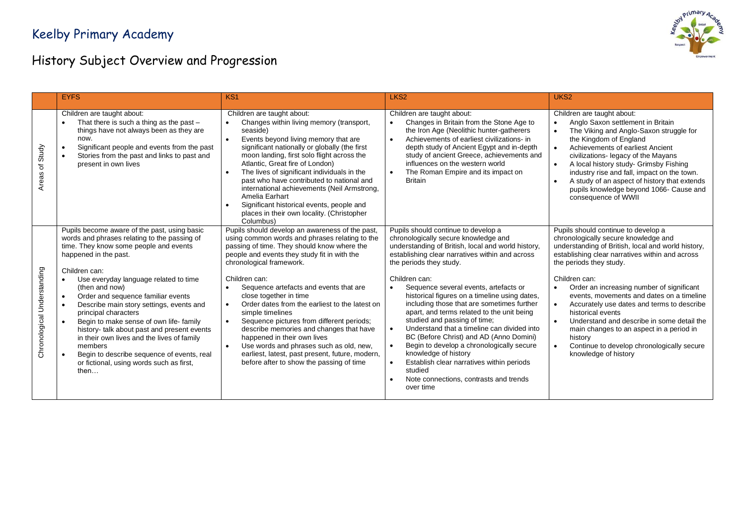# Keelby Primary Academy

## History Subject Overview and Progression

| | EYFS | KS1 | LKS2 | UKS2 |
|---|---|---|---|---|
| Areas of Study | Children are taught about:<br>• That there is such a thing as the past – things have not always been as they are now.<br>• Significant people and events from the past<br>• Stories from the past and links to past and present in own lives | Children are taught about:<br>• Changes within living memory (transport, seaside)<br>• Events beyond living memory that are significant nationally or globally (the first moon landing, first solo flight across the Atlantic, Great fire of London)<br>• The lives of significant individuals in the past who have contributed to national and international achievements (Neil Armstrong, Amelia Earhart<br>• Significant historical events, people and places in their own locality. (Christopher Columbus) | Children are taught about:<br>• Changes in Britain from the Stone Age to the Iron Age (Neolithic hunter-gatherers<br>• Achievements of earliest civilizations- in depth study of Ancient Egypt and in-depth study of ancient Greece, achievements and influences on the western world<br>• The Roman Empire and its impact on Britain | Children are taught about:<br>• Anglo Saxon settlement in Britain<br>• The Viking and Anglo-Saxon struggle for the Kingdom of England<br>• Achievements of earliest Ancient civilizations- legacy of the Mayans<br>• A local history study- Grimsby Fishing industry rise and fall, impact on the town.<br>• A study of an aspect of history that extends pupils knowledge beyond 1066- Cause and consequence of WWII |
| Chronological Understanding | Pupils become aware of the past, using basic words and phrases relating to the passing of time. They know some people and events happened in the past.<br><br>Children can:<br>• Use everyday language related to time (then and now)<br>• Order and sequence familiar events<br>• Describe main story settings, events and principal characters<br>• Begin to make sense of own life- family history- talk about past and present events in their own lives and the lives of family members<br>• Begin to describe sequence of events, real or fictional, using words such as first, then… | Pupils should develop an awareness of the past, using common words and phrases relating to the passing of time. They should know where the people and events they study fit in with the chronological framework.<br><br>Children can:<br>• Sequence artefacts and events that are close together in time<br>• Order dates from the earliest to the latest on simple timelines<br>• Sequence pictures from different periods; describe memories and changes that have happened in their own lives<br>• Use words and phrases such as old, new, earliest, latest, past present, future, modern, before after to show the passing of time | Pupils should continue to develop a chronologically secure knowledge and understanding of British, local and world history, establishing clear narratives within and across the periods they study.<br><br>Children can:<br>• Sequence several events, artefacts or historical figures on a timeline using dates, including those that are sometimes further apart, and terms related to the unit being studied and passing of time;<br>• Understand that a timeline can divided into BC (Before Christ) and AD (Anno Domini)<br>• Begin to develop a chronologically secure knowledge of history<br>• Establish clear narratives within periods studied<br>• Note connections, contrasts and trends over time | Pupils should continue to develop a chronologically secure knowledge and understanding of British, local and world history, establishing clear narratives within and across the periods they study.<br><br>Children can:<br>• Order an increasing number of significant events, movements and dates on a timeline<br>• Accurately use dates and terms to describe historical events<br>• Understand and describe in some detail the main changes to an aspect in a period in history<br>• Continue to develop chronologically secure knowledge of history |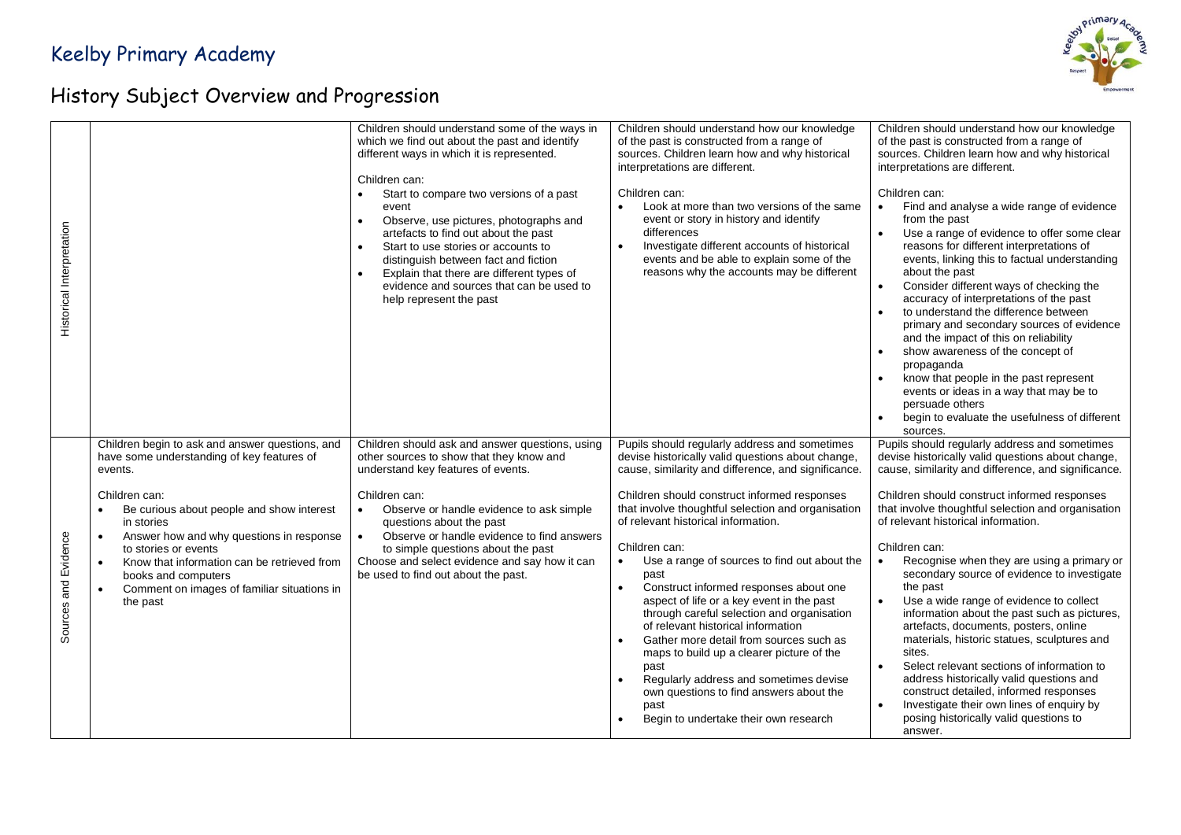# Keelby Primary Academy

## History Subject Overview and Progression

| | | | | |
|---|---|---|---|---|
| Historical Interpretation | | Children should understand some of the ways in which we find out about the past and identify different ways in which it is represented.<br><br>Children can:<br>• Start to compare two versions of a past event<br>• Observe, use pictures, photographs and artefacts to find out about the past<br>• Start to use stories or accounts to distinguish between fact and fiction<br>• Explain that there are different types of evidence and sources that can be used to help represent the past | Children should understand how our knowledge of the past is constructed from a range of sources. Children learn how and why historical interpretations are different.<br><br>Children can:<br>• Look at more than two versions of the same event or story in history and identify differences<br>• Investigate different accounts of historical events and be able to explain some of the reasons why the accounts may be different | Children should understand how our knowledge of the past is constructed from a range of sources. Children learn how and why historical interpretations are different.<br><br>Children can:<br>• Find and analyse a wide range of evidence from the past<br>• Use a range of evidence to offer some clear reasons for different interpretations of events, linking this to factual understanding about the past<br>• Consider different ways of checking the accuracy of interpretations of the past<br>• to understand the difference between primary and secondary sources of evidence and the impact of this on reliability<br>• show awareness of the concept of propaganda<br>• know that people in the past represent events or ideas in a way that may be to persuade others<br>• begin to evaluate the usefulness of different sources. |
| Sources and Evidence | Children begin to ask and answer questions, and have some understanding of key features of events.<br><br>Children can:<br>• Be curious about people and show interest in stories<br>• Answer how and why questions in response to stories or events<br>• Know that information can be retrieved from books and computers<br>• Comment on images of familiar situations in the past | Children should ask and answer questions, using other sources to show that they know and understand key features of events.<br><br>Children can:<br>• Observe or handle evidence to ask simple questions about the past<br>• Observe or handle evidence to find answers to simple questions about the past<br>Choose and select evidence and say how it can be used to find out about the past. | Pupils should regularly address and sometimes devise historically valid questions about change, cause, similarity and difference, and significance.<br><br>Children should construct informed responses that involve thoughtful selection and organisation of relevant historical information.<br><br>Children can:<br>• Use a range of sources to find out about the past<br>• Construct informed responses about one aspect of life or a key event in the past through careful selection and organisation of relevant historical information<br>• Gather more detail from sources such as maps to build up a clearer picture of the past<br>• Regularly address and sometimes devise own questions to find answers about the past<br>• Begin to undertake their own research | Pupils should regularly address and sometimes devise historically valid questions about change, cause, similarity and difference, and significance.<br><br>Children should construct informed responses that involve thoughtful selection and organisation of relevant historical information.<br><br>Children can:<br>• Recognise when they are using a primary or secondary source of evidence to investigate the past<br>• Use a wide range of evidence to collect information about the past such as pictures, artefacts, documents, posters, online materials, historic statues, sculptures and sites.<br>• Select relevant sections of information to address historically valid questions and construct detailed, informed responses<br>• Investigate their own lines of enquiry by posing historically valid questions to answer. |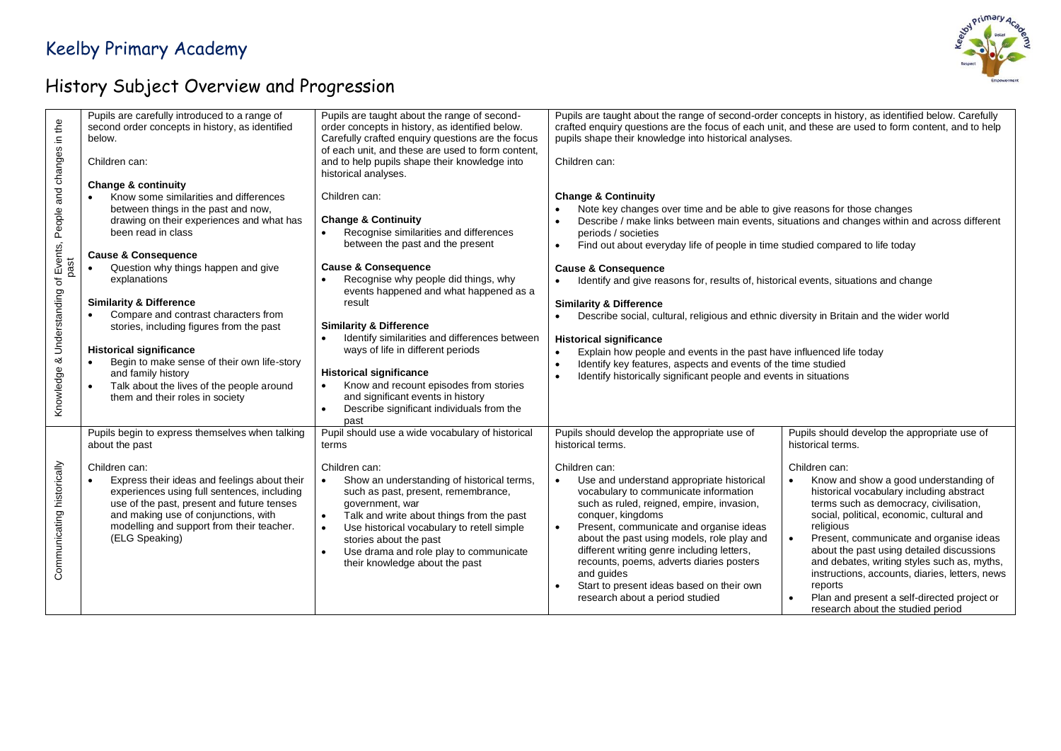# Keelby Primary Academy

## History Subject Overview and Progression

| | | | | |
|---|---|---|---|---|
| Knowledge & Understanding of Events, People and changes in the past | Pupils are carefully introduced to a range of second order concepts in history, as identified below.<br><br>Children can:<br><br>**Change & continuity**<br>• Know some similarities and differences between things in the past and now, drawing on their experiences and what has been read in class<br><br>**Cause & Consequence**<br>• Question why things happen and give explanations<br><br>**Similarity & Difference**<br>• Compare and contrast characters from stories, including figures from the past<br><br>**Historical significance**<br>• Begin to make sense of their own life-story and family history<br>• Talk about the lives of the people around them and their roles in society | Pupils are taught about the range of second-order concepts in history, as identified below. Carefully crafted enquiry questions are the focus of each unit, and these are used to form content, and to help pupils shape their knowledge into historical analyses.<br><br>Children can:<br><br>**Change & Continuity**<br>• Recognise similarities and differences between the past and the present<br><br>**Cause & Consequence**<br>• Recognise why people did things, why events happened and what happened as a result<br><br>**Similarity & Difference**<br>• Identify similarities and differences between ways of life in different periods<br><br>**Historical significance**<br>• Know and recount episodes from stories and significant events in history<br>• Describe significant individuals from the past | Pupils are taught about the range of second-order concepts in history, as identified below. Carefully crafted enquiry questions are the focus of each unit, and these are used to form content, and to help pupils shape their knowledge into historical analyses.<br><br>Children can:<br><br>**Change & Continuity**<br>• Note key changes over time and be able to give reasons for those changes<br>• Describe / make links between main events, situations and changes within and across different periods / societies<br>• Find out about everyday life of people in time studied compared to life today<br><br>**Cause & Consequence**<br>• Identify and give reasons for, results of, historical events, situations and change<br><br>**Similarity & Difference**<br>• Describe social, cultural, religious and ethnic diversity in Britain and the wider world<br><br>**Historical significance**<br>• Explain how people and events in the past have influenced life today<br>• Identify key features, aspects and events of the time studied<br>• Identify historically significant people and events in situations | |
| Communicating historically | Pupils begin to express themselves when talking about the past<br><br>Children can:<br>• Express their ideas and feelings about their experiences using full sentences, including use of the past, present and future tenses and making use of conjunctions, with modelling and support from their teacher. (ELG Speaking) | Pupil should use a wide vocabulary of historical terms<br><br>Children can:<br>• Show an understanding of historical terms, such as past, present, remembrance, government, war<br>• Talk and write about things from the past<br>• Use historical vocabulary to retell simple stories about the past<br>• Use drama and role play to communicate their knowledge about the past | Pupils should develop the appropriate use of historical terms.<br><br>Children can:<br>• Use and understand appropriate historical vocabulary to communicate information such as ruled, reigned, empire, invasion, conquer, kingdoms<br>• Present, communicate and organise ideas about the past using models, role play and different writing genre including letters, recounts, poems, adverts diaries posters and guides<br>• Start to present ideas based on their own research about a period studied | Pupils should develop the appropriate use of historical terms.<br><br>Children can:<br>• Know and show a good understanding of historical vocabulary including abstract terms such as democracy, civilisation, social, political, economic, cultural and religious<br>• Present, communicate and organise ideas about the past using detailed discussions and debates, writing styles such as, myths, instructions, accounts, diaries, letters, news reports<br>• Plan and present a self-directed project or research about the studied period |